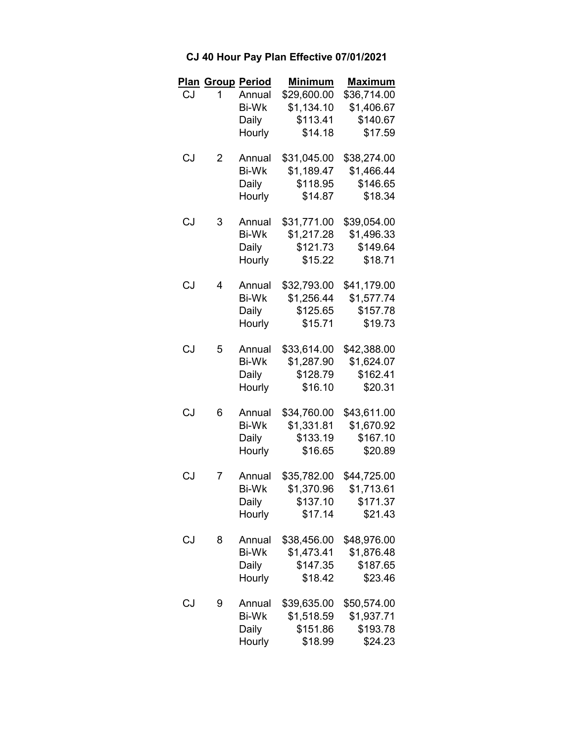# CJ 40 Hour Pay Plan Effective 07/01/2021

| Plan | Group | Period | Minimum | Maximum |
|---|---|---|---|---|
| CJ | 1 | Annual | $29,600.00 | $36,714.00 |
| | | Bi-Wk | $1,134.10 | $1,406.67 |
| | | Daily | $113.41 | $140.67 |
| | | Hourly | $14.18 | $17.59 |
| CJ | 2 | Annual | $31,045.00 | $38,274.00 |
| | | Bi-Wk | $1,189.47 | $1,466.44 |
| | | Daily | $118.95 | $146.65 |
| | | Hourly | $14.87 | $18.34 |
| CJ | 3 | Annual | $31,771.00 | $39,054.00 |
| | | Bi-Wk | $1,217.28 | $1,496.33 |
| | | Daily | $121.73 | $149.64 |
| | | Hourly | $15.22 | $18.71 |
| CJ | 4 | Annual | $32,793.00 | $41,179.00 |
| | | Bi-Wk | $1,256.44 | $1,577.74 |
| | | Daily | $125.65 | $157.78 |
| | | Hourly | $15.71 | $19.73 |
| CJ | 5 | Annual | $33,614.00 | $42,388.00 |
| | | Bi-Wk | $1,287.90 | $1,624.07 |
| | | Daily | $128.79 | $162.41 |
| | | Hourly | $16.10 | $20.31 |
| CJ | 6 | Annual | $34,760.00 | $43,611.00 |
| | | Bi-Wk | $1,331.81 | $1,670.92 |
| | | Daily | $133.19 | $167.10 |
| | | Hourly | $16.65 | $20.89 |
| CJ | 7 | Annual | $35,782.00 | $44,725.00 |
| | | Bi-Wk | $1,370.96 | $1,713.61 |
| | | Daily | $137.10 | $171.37 |
| | | Hourly | $17.14 | $21.43 |
| CJ | 8 | Annual | $38,456.00 | $48,976.00 |
| | | Bi-Wk | $1,473.41 | $1,876.48 |
| | | Daily | $147.35 | $187.65 |
| | | Hourly | $18.42 | $23.46 |
| CJ | 9 | Annual | $39,635.00 | $50,574.00 |
| | | Bi-Wk | $1,518.59 | $1,937.71 |
| | | Daily | $151.86 | $193.78 |
| | | Hourly | $18.99 | $24.23 |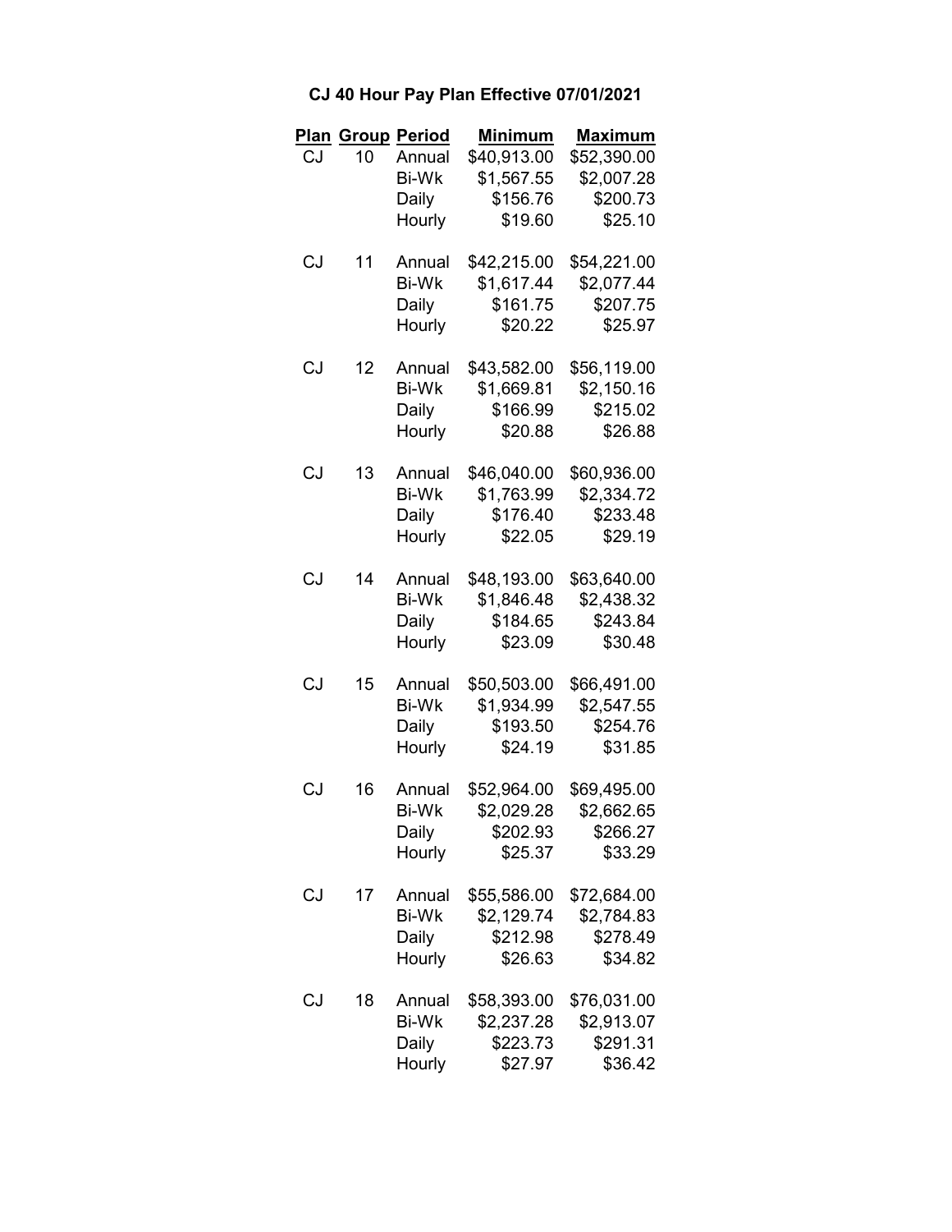# CJ 40 Hour Pay Plan Effective 07/01/2021

| Plan | Group | Period | Minimum | Maximum |
|---|---|---|---|---|
| CJ | 10 | Annual | $40,913.00 | $52,390.00 |
| | | Bi-Wk | $1,567.55 | $2,007.28 |
| | | Daily | $156.76 | $200.73 |
| | | Hourly | $19.60 | $25.10 |
| CJ | 11 | Annual | $42,215.00 | $54,221.00 |
| | | Bi-Wk | $1,617.44 | $2,077.44 |
| | | Daily | $161.75 | $207.75 |
| | | Hourly | $20.22 | $25.97 |
| CJ | 12 | Annual | $43,582.00 | $56,119.00 |
| | | Bi-Wk | $1,669.81 | $2,150.16 |
| | | Daily | $166.99 | $215.02 |
| | | Hourly | $20.88 | $26.88 |
| CJ | 13 | Annual | $46,040.00 | $60,936.00 |
| | | Bi-Wk | $1,763.99 | $2,334.72 |
| | | Daily | $176.40 | $233.48 |
| | | Hourly | $22.05 | $29.19 |
| CJ | 14 | Annual | $48,193.00 | $63,640.00 |
| | | Bi-Wk | $1,846.48 | $2,438.32 |
| | | Daily | $184.65 | $243.84 |
| | | Hourly | $23.09 | $30.48 |
| CJ | 15 | Annual | $50,503.00 | $66,491.00 |
| | | Bi-Wk | $1,934.99 | $2,547.55 |
| | | Daily | $193.50 | $254.76 |
| | | Hourly | $24.19 | $31.85 |
| CJ | 16 | Annual | $52,964.00 | $69,495.00 |
| | | Bi-Wk | $2,029.28 | $2,662.65 |
| | | Daily | $202.93 | $266.27 |
| | | Hourly | $25.37 | $33.29 |
| CJ | 17 | Annual | $55,586.00 | $72,684.00 |
| | | Bi-Wk | $2,129.74 | $2,784.83 |
| | | Daily | $212.98 | $278.49 |
| | | Hourly | $26.63 | $34.82 |
| CJ | 18 | Annual | $58,393.00 | $76,031.00 |
| | | Bi-Wk | $2,237.28 | $2,913.07 |
| | | Daily | $223.73 | $291.31 |
| | | Hourly | $27.97 | $36.42 |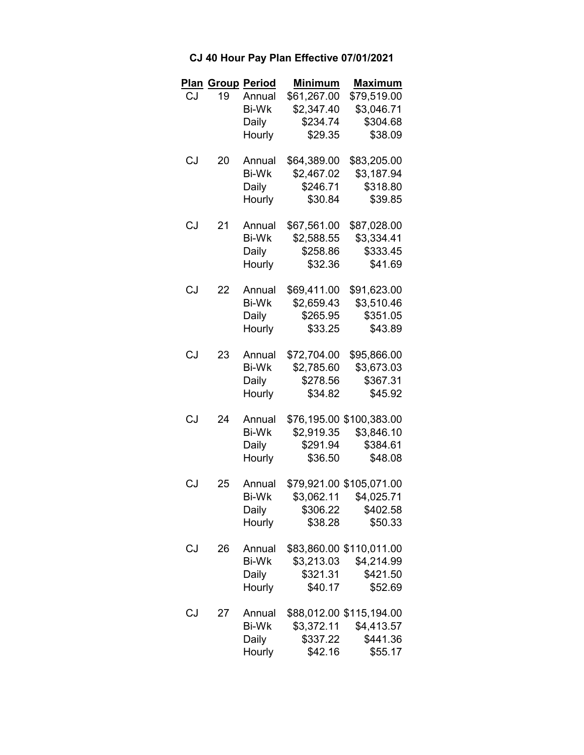# CJ 40 Hour Pay Plan Effective 07/01/2021

| Plan | Group | Period | Minimum | Maximum |
|---|---|---|---|---|
| CJ | 19 | Annual | $61,267.00 | $79,519.00 |
| | | Bi-Wk | $2,347.40 | $3,046.71 |
| | | Daily | $234.74 | $304.68 |
| | | Hourly | $29.35 | $38.09 |
| CJ | 20 | Annual | $64,389.00 | $83,205.00 |
| | | Bi-Wk | $2,467.02 | $3,187.94 |
| | | Daily | $246.71 | $318.80 |
| | | Hourly | $30.84 | $39.85 |
| CJ | 21 | Annual | $67,561.00 | $87,028.00 |
| | | Bi-Wk | $2,588.55 | $3,334.41 |
| | | Daily | $258.86 | $333.45 |
| | | Hourly | $32.36 | $41.69 |
| CJ | 22 | Annual | $69,411.00 | $91,623.00 |
| | | Bi-Wk | $2,659.43 | $3,510.46 |
| | | Daily | $265.95 | $351.05 |
| | | Hourly | $33.25 | $43.89 |
| CJ | 23 | Annual | $72,704.00 | $95,866.00 |
| | | Bi-Wk | $2,785.60 | $3,673.03 |
| | | Daily | $278.56 | $367.31 |
| | | Hourly | $34.82 | $45.92 |
| CJ | 24 | Annual | $76,195.00 | $100,383.00 |
| | | Bi-Wk | $2,919.35 | $3,846.10 |
| | | Daily | $291.94 | $384.61 |
| | | Hourly | $36.50 | $48.08 |
| CJ | 25 | Annual | $79,921.00 | $105,071.00 |
| | | Bi-Wk | $3,062.11 | $4,025.71 |
| | | Daily | $306.22 | $402.58 |
| | | Hourly | $38.28 | $50.33 |
| CJ | 26 | Annual | $83,860.00 | $110,011.00 |
| | | Bi-Wk | $3,213.03 | $4,214.99 |
| | | Daily | $321.31 | $421.50 |
| | | Hourly | $40.17 | $52.69 |
| CJ | 27 | Annual | $88,012.00 | $115,194.00 |
| | | Bi-Wk | $3,372.11 | $4,413.57 |
| | | Daily | $337.22 | $441.36 |
| | | Hourly | $42.16 | $55.17 |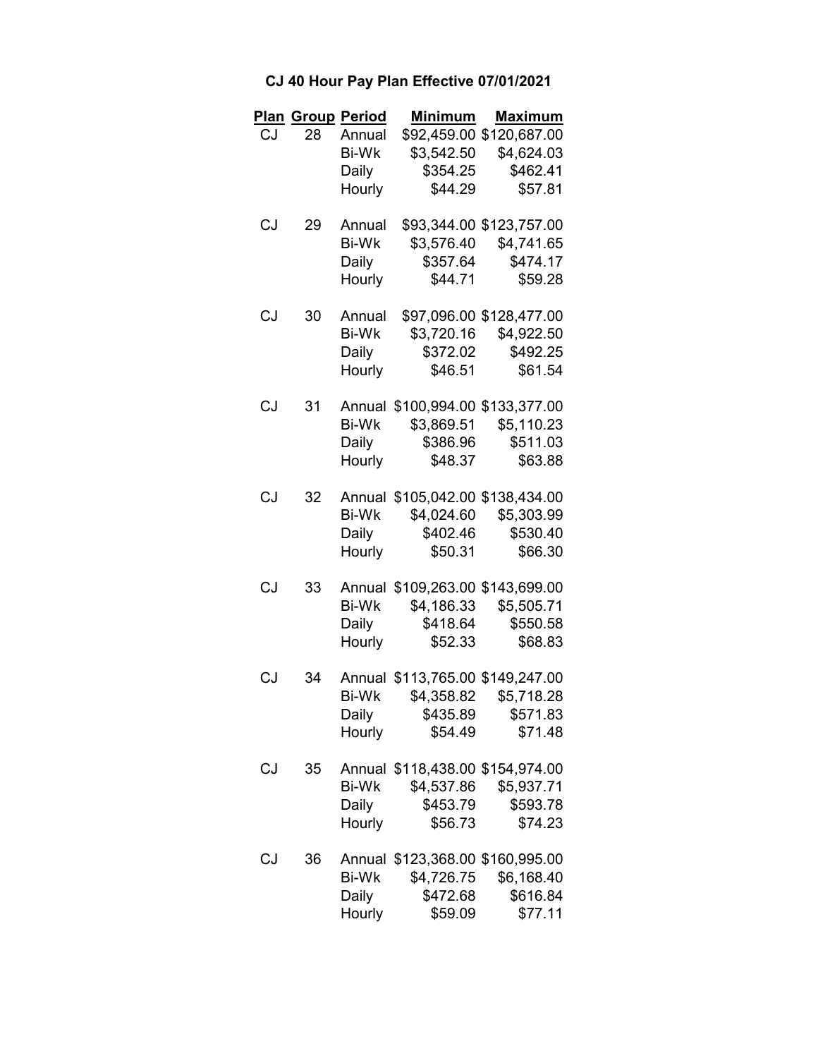# CJ 40 Hour Pay Plan Effective 07/01/2021

| Plan | Group | Period | Minimum | Maximum |
|---|---|---|---|---|
| CJ | 28 | Annual | $92,459.00 | $120,687.00 |
| | | Bi-Wk | $3,542.50 | $4,624.03 |
| | | Daily | $354.25 | $462.41 |
| | | Hourly | $44.29 | $57.81 |
| CJ | 29 | Annual | $93,344.00 | $123,757.00 |
| | | Bi-Wk | $3,576.40 | $4,741.65 |
| | | Daily | $357.64 | $474.17 |
| | | Hourly | $44.71 | $59.28 |
| CJ | 30 | Annual | $97,096.00 | $128,477.00 |
| | | Bi-Wk | $3,720.16 | $4,922.50 |
| | | Daily | $372.02 | $492.25 |
| | | Hourly | $46.51 | $61.54 |
| CJ | 31 | Annual | $100,994.00 | $133,377.00 |
| | | Bi-Wk | $3,869.51 | $5,110.23 |
| | | Daily | $386.96 | $511.03 |
| | | Hourly | $48.37 | $63.88 |
| CJ | 32 | Annual | $105,042.00 | $138,434.00 |
| | | Bi-Wk | $4,024.60 | $5,303.99 |
| | | Daily | $402.46 | $530.40 |
| | | Hourly | $50.31 | $66.30 |
| CJ | 33 | Annual | $109,263.00 | $143,699.00 |
| | | Bi-Wk | $4,186.33 | $5,505.71 |
| | | Daily | $418.64 | $550.58 |
| | | Hourly | $52.33 | $68.83 |
| CJ | 34 | Annual | $113,765.00 | $149,247.00 |
| | | Bi-Wk | $4,358.82 | $5,718.28 |
| | | Daily | $435.89 | $571.83 |
| | | Hourly | $54.49 | $71.48 |
| CJ | 35 | Annual | $118,438.00 | $154,974.00 |
| | | Bi-Wk | $4,537.86 | $5,937.71 |
| | | Daily | $453.79 | $593.78 |
| | | Hourly | $56.73 | $74.23 |
| CJ | 36 | Annual | $123,368.00 | $160,995.00 |
| | | Bi-Wk | $4,726.75 | $6,168.40 |
| | | Daily | $472.68 | $616.84 |
| | | Hourly | $59.09 | $77.11 |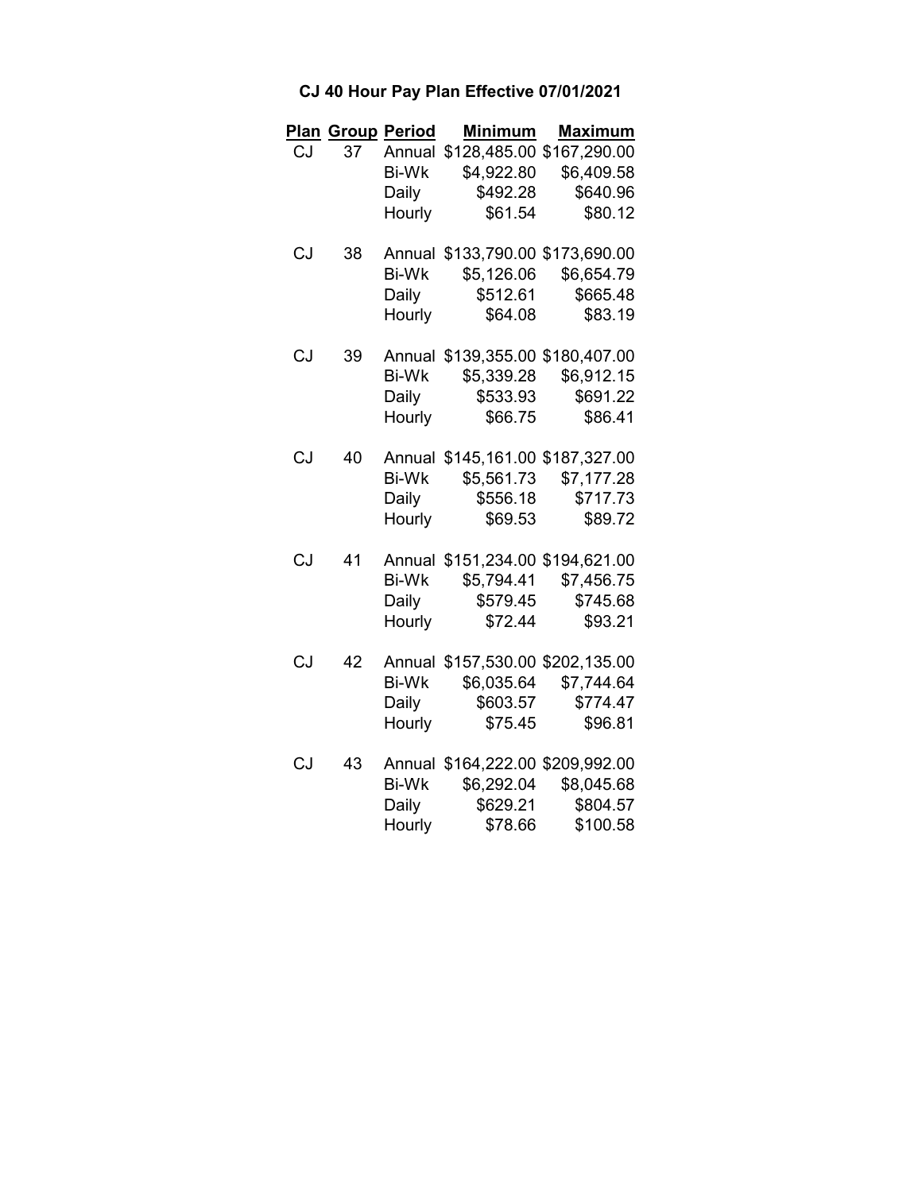# CJ 40 Hour Pay Plan Effective 07/01/2021

| Plan | Group | Period | Minimum | Maximum |
|---|---|---|---|---|
| CJ | 37 | Annual | $128,485.00 | $167,290.00 |
| | | Bi-Wk | $4,922.80 | $6,409.58 |
| | | Daily | $492.28 | $640.96 |
| | | Hourly | $61.54 | $80.12 |
| CJ | 38 | Annual | $133,790.00 | $173,690.00 |
| | | Bi-Wk | $5,126.06 | $6,654.79 |
| | | Daily | $512.61 | $665.48 |
| | | Hourly | $64.08 | $83.19 |
| CJ | 39 | Annual | $139,355.00 | $180,407.00 |
| | | Bi-Wk | $5,339.28 | $6,912.15 |
| | | Daily | $533.93 | $691.22 |
| | | Hourly | $66.75 | $86.41 |
| CJ | 40 | Annual | $145,161.00 | $187,327.00 |
| | | Bi-Wk | $5,561.73 | $7,177.28 |
| | | Daily | $556.18 | $717.73 |
| | | Hourly | $69.53 | $89.72 |
| CJ | 41 | Annual | $151,234.00 | $194,621.00 |
| | | Bi-Wk | $5,794.41 | $7,456.75 |
| | | Daily | $579.45 | $745.68 |
| | | Hourly | $72.44 | $93.21 |
| CJ | 42 | Annual | $157,530.00 | $202,135.00 |
| | | Bi-Wk | $6,035.64 | $7,744.64 |
| | | Daily | $603.57 | $774.47 |
| | | Hourly | $75.45 | $96.81 |
| CJ | 43 | Annual | $164,222.00 | $209,992.00 |
| | | Bi-Wk | $6,292.04 | $8,045.68 |
| | | Daily | $629.21 | $804.57 |
| | | Hourly | $78.66 | $100.58 |